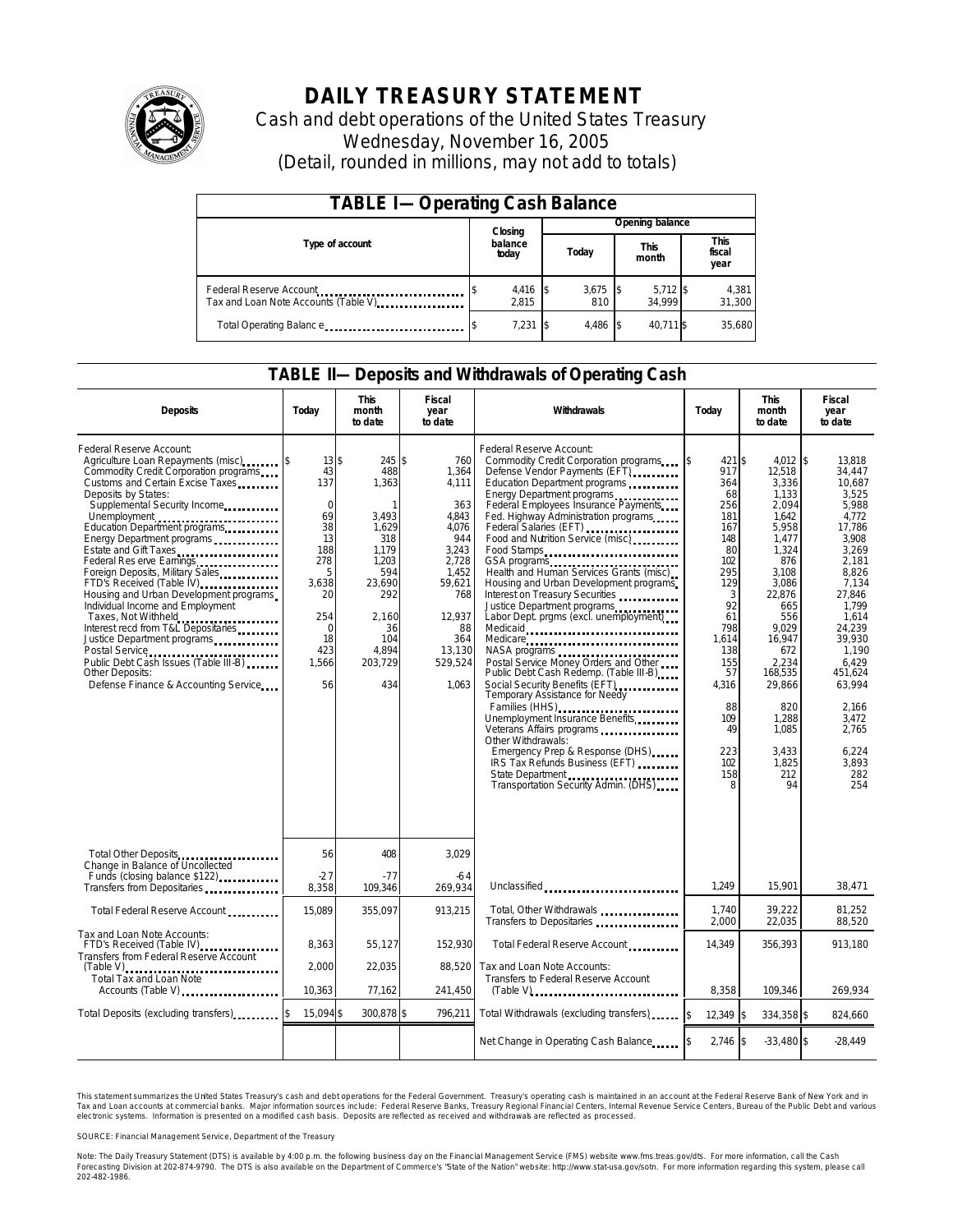# DAILY TREASURY STATEMENT

Cash and debt operations of the United States Treasury

Wednesday, November 16, 2005

(Detail, rounded in millions, may not add to totals)

## TABLE I—Operating Cash Balance

| Type of account | Closing balance today | Opening balance Today | Opening balance This month | Opening balance This fiscal year |
|---|---|---|---|---|
| Federal Reserve Account | $ 4,416 | $ 3,675 | $ 5,712 | $ 4,381 |
| Tax and Loan Note Accounts (Table V) | 2,815 | 810 | 34,999 | 31,300 |
| Total Operating Balance | $ 7,231 | $ 4,486 | $ 40,711 | $ 35,680 |

## TABLE II—Deposits and Withdrawals of Operating Cash

| Deposits | Today | This month to date | Fiscal year to date | Withdrawals | Today | This month to date | Fiscal year to date |
|---|---|---|---|---|---|---|---|
| Federal Reserve Account: | | | | Federal Reserve Account: | | | |
| Agriculture Loan Repayments (misc) | $ 13 | $ 245 | $ 760 | Commodity Credit Corporation programs | $ 421 | $ 4,012 | $ 13,818 |
| Commodity Credit Corporation programs | 43 | 488 | 1,364 | Defense Vendor Payments (EFT) | 917 | 12,518 | 34,447 |
| Customs and Certain Excise Taxes | 137 | 1,363 | 4,111 | Education Department programs | 364 | 3,336 | 10,687 |
| Deposits by States: | | | | Energy Department programs | 68 | 1,133 | 3,525 |
| Supplemental Security Income | 0 | 1 | 363 | Federal Employees Insurance Payments | 256 | 2,094 | 5,988 |
| Unemployment | 69 | 3,493 | 4,843 | Fed. Highway Administration programs | 181 | 1,642 | 4,772 |
| Education Department programs | 38 | 1,629 | 4,076 | Federal Salaries (EFT) | 167 | 5,958 | 17,786 |
| Energy Department programs | 13 | 318 | 944 | Food and Nutrition Service (misc) | 148 | 1,477 | 3,908 |
| Estate and Gift Taxes | 188 | 1,179 | 3,243 | Food Stamps | 80 | 1,324 | 3,269 |
| Federal Reserve Earnings | 278 | 1,203 | 2,728 | GSA programs | 102 | 876 | 2,181 |
| Foreign Deposits, Military Sales | 5 | 594 | 1,452 | Health and Human Services Grants (misc) | 295 | 3,108 | 8,826 |
| FTD's Received (Table IV) | 3,638 | 23,690 | 59,621 | Housing and Urban Development programs | 129 | 3,086 | 7,134 |
| Housing and Urban Development programs | 20 | 292 | 768 | Interest on Treasury Securities | 3 | 22,876 | 27,846 |
| Individual Income and Employment | | | | Justice Department programs | 92 | 665 | 1,799 |
| Taxes, Not Withheld | 254 | 2,160 | 12,937 | Labor Dept. prgms (excl. unemployment) | 61 | 556 | 1,614 |
| Interest recd from T&L Depositaries | 0 | 36 | 88 | Medicaid | 798 | 9,029 | 24,239 |
| Justice Department programs | 18 | 104 | 364 | Medicare | 1,614 | 16,947 | 39,930 |
| Postal Service | 423 | 4,894 | 13,130 | NASA programs | 138 | 672 | 1,190 |
| Public Debt Cash Issues (Table III-B) | 1,566 | 203,729 | 529,524 | Postal Service Money Orders and Other | 155 | 2,234 | 6,429 |
| Other Deposits: | | | | Public Debt Cash Redemp. (Table III-B) | 57 | 168,535 | 451,624 |
| Defense Finance & Accounting Service | 56 | 434 | 1,063 | Social Security Benefits (EFT) | 4,316 | 29,866 | 63,994 |
| | | | | Temporary Assistance for Needy Families (HHS) | 88 | 820 | 2,166 |
| | | | | Unemployment Insurance Benefits | 109 | 1,288 | 3,472 |
| | | | | Veterans Affairs programs | 49 | 1,085 | 2,765 |
| | | | | Other Withdrawals: | | | |
| | | | | Emergency Prep & Response (DHS) | 223 | 3,433 | 6,224 |
| | | | | IRS Tax Refunds Business (EFT) | 102 | 1,825 | 3,893 |
| | | | | State Department | 158 | 212 | 282 |
| | | | | Transportation Security Admin. (DHS) | 8 | 94 | 254 |
| Total Other Deposits | 56 | 408 | 3,029 | | | | |
| Change in Balance of Uncollected Funds (closing balance $122) | -27 | -77 | -64 | | | | |
| Transfers from Depositaries | 8,358 | 109,346 | 269,934 | Unclassified | 1,249 | 15,901 | 38,471 |
| Total Federal Reserve Account | 15,089 | 355,097 | 913,215 | Total, Other Withdrawals | 1,740 | 39,222 | 81,252 |
| | | | | Transfers to Depositaries | 2,000 | 22,035 | 88,520 |
| Tax and Loan Note Accounts: | | | | | | | |
| FTD's Received (Table IV) | 8,363 | 55,127 | 152,930 | Total Federal Reserve Account | 14,349 | 356,393 | 913,180 |
| Transfers from Federal Reserve Account (Table V) | 2,000 | 22,035 | 88,520 | Tax and Loan Note Accounts: | | | |
| Total Tax and Loan Note Accounts (Table V) | 10,363 | 77,162 | 241,450 | Transfers to Federal Reserve Account (Table V) | 8,358 | 109,346 | 269,934 |
| Total Deposits (excluding transfers) | $ 15,094 | $ 300,878 | $ 796,211 | Total Withdrawals (excluding transfers) | $ 12,349 | $ 334,358 | $ 824,660 |
| | | | | Net Change in Operating Cash Balance | $ 2,746 | $ -33,480 | $ -28,449 |

This statement summarizes the United States Treasury's cash and debt operations for the Federal Government. Treasury's operating cash is maintained in an account at the Federal Reserve Bank of New York and in Tax and Loan accounts at commercial banks. Major information sources include: Federal Reserve Banks, Treasury Regional Financial Centers, Internal Revenue Service Centers, Bureau of the Public Debt and various electronic systems. Information is presented on a modified cash basis. Deposits are reflected as received and withdrawals are reflected as processed.

SOURCE: Financial Management Service, Department of the Treasury

Note: The Daily Treasury Statement (DTS) is available by 4:00 p.m. the following business day on the Financial Management Service (FMS) website www.fms.treas.gov/dts. For more information, call the Cash Forecasting Division at 202-874-9790. The DTS is also available on the Department of Commerce's "State of the Nation" website: http://www.stat-usa.gov/sotn. For more information regarding this system, please call 202-482-1986.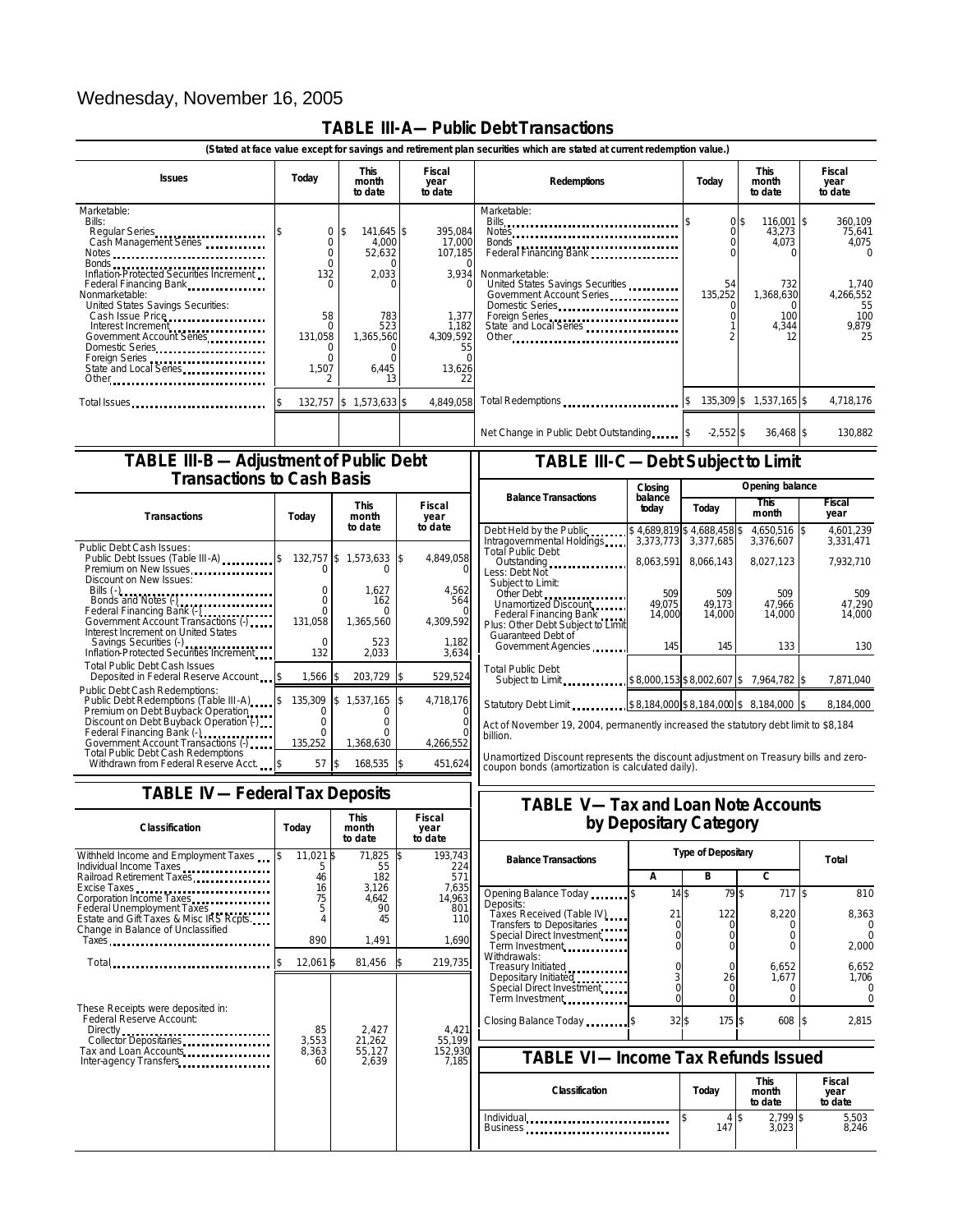Wednesday, November 16, 2005

## TABLE III-A — Public Debt Transactions

(Stated at face value except for savings and retirement plan securities which are stated at current redemption value.)

| Issues | Today | This month to date | Fiscal year to date | Redemptions | Today | This month to date | Fiscal year to date |
|---|---|---|---|---|---|---|---|
| Marketable: | | | | Marketable: | | | |
| Bills: | | | | Bills | $ 0 | $ 116,001 | $ 360,109 |
| Regular Series | $ 0 | $ 141,645 | $ 395,084 | Notes | 0 | 43,273 | 75,641 |
| Cash Management Series | 0 | 4,000 | 17,000 | Bonds | 0 | 4,073 | 4,075 |
| Notes | 0 | 52,632 | 107,185 | Federal Financing Bank | 0 | 0 | 0 |
| Bonds | 0 | 0 | 0 | | | | |
| Inflation-Protected Securities Increment | 132 | 2,033 | 3,934 | Nonmarketable: | | | |
| Federal Financing Bank | 0 | 0 | 0 | United States Savings Securities | 54 | 732 | 1,740 |
| Nonmarketable: | | | | Government Account Series | 135,252 | 1,368,630 | 4,266,552 |
| United States Savings Securities: | | | | Domestic Series | 0 | 0 | 55 |
| Cash Issue Price | 58 | 783 | 1,377 | Foreign Series | 0 | 100 | 100 |
| Interest Increment | 0 | 523 | 1,182 | State and Local Series | 1 | 4,344 | 9,879 |
| Government Account Series | 131,058 | 1,365,560 | 4,309,592 | Other | 2 | 12 | 25 |
| Domestic Series | 0 | 0 | 55 | | | | |
| Foreign Series | 0 | 0 | 0 | | | | |
| State and Local Series | 1,507 | 6,445 | 13,626 | | | | |
| Other | 2 | 13 | 22 | | | | |
| Total Issues | $ 132,757 | $ 1,573,633 | $ 4,849,058 | Total Redemptions | $ 135,309 | $ 1,537,165 | $ 4,718,176 |
| | | | | Net Change in Public Debt Outstanding | $ -2,552 | $ 36,468 | $ 130,882 |

## TABLE III-B — Adjustment of Public Debt Transactions to Cash Basis

| Transactions | Today | This month to date | Fiscal year to date |
|---|---|---|---|
| Public Debt Cash Issues: | | | |
| Public Debt Issues (Table III-A) | $ 132,757 | $ 1,573,633 | $ 4,849,058 |
| Premium on New Issues | 0 | 0 | 0 |
| Discount on New Issues: | | | |
| Bills (-) | 0 | 1,627 | 4,562 |
| Bonds and Notes (-) | 0 | 162 | 564 |
| Federal Financing Bank (-) | 0 | 0 | 0 |
| Government Account Transactions (-) | 131,058 | 1,365,560 | 4,309,592 |
| Interest Increment on United States Savings Securities (-) | 0 | 523 | 1,182 |
| Inflation-Protected Securities Increment | 132 | 2,033 | 3,634 |
| Total Public Debt Cash Issues Deposited in Federal Reserve Account | $ 1,566 | $ 203,729 | $ 529,524 |
| Public Debt Cash Redemptions: | | | |
| Public Debt Redemptions (Table III-A) | $ 135,309 | $ 1,537,165 | $ 4,718,176 |
| Premium on Debt Buyback Operation | 0 | 0 | 0 |
| Discount on Debt Buyback Operation (-) | 0 | 0 | 0 |
| Federal Financing Bank (-) | 0 | 0 | 0 |
| Government Account Transactions (-) | 135,252 | 1,368,630 | 4,266,552 |
| Total Public Debt Cash Redemptions Withdrawn from Federal Reserve Acct. | $ 57 | $ 168,535 | $ 451,624 |

## TABLE III-C — Debt Subject to Limit

| Balance Transactions | Closing balance today | Opening balance Today | Opening balance This month | Opening balance Fiscal year |
|---|---|---|---|---|
| Debt Held by the Public | $ 4,689,819 | $ 4,688,458 | $ 4,650,516 | $ 4,601,239 |
| Intragovernmental Holdings | 3,373,773 | 3,377,685 | 3,376,607 | 3,331,471 |
| Total Public Debt Outstanding | 8,063,591 | 8,066,143 | 8,027,123 | 7,932,710 |
| Less: Debt Not Subject to Limit: | | | | |
| Other Debt | 509 | 509 | 509 | 509 |
| Unamortized Discount | 49,075 | 49,173 | 47,966 | 47,290 |
| Federal Financing Bank | 14,000 | 14,000 | 14,000 | 14,000 |
| Plus: Other Debt Subject to Limit | | | | |
| Guaranteed Debt of Government Agencies | 145 | 145 | 133 | 130 |
| Total Public Debt Subject to Limit | $ 8,000,153 | $ 8,002,607 | $ 7,964,782 | $ 7,871,040 |
| Statutory Debt Limit | $ 8,184,000 | $ 8,184,000 | $ 8,184,000 | $ 8,184,000 |

Act of November 19, 2004, permanently increased the statutory debt limit to $8,184 billion.

Unamortized Discount represents the discount adjustment on Treasury bills and zero-coupon bonds (amortization is calculated daily).

## TABLE IV — Federal Tax Deposits

| Classification | Today | This month to date | Fiscal year to date |
|---|---|---|---|
| Withheld Income and Employment Taxes | $ 11,021 | $ 71,825 | $ 193,743 |
| Individual Income Taxes | 5 | 55 | 224 |
| Railroad Retirement Taxes | 46 | 182 | 571 |
| Excise Taxes | 16 | 3,126 | 7,635 |
| Corporation Income Taxes | 75 | 4,642 | 14,963 |
| Federal Unemployment Taxes | 5 | 90 | 801 |
| Estate and Gift Taxes & Misc IRS Rcpts. | 4 | 45 | 110 |
| Change in Balance of Unclassified Taxes | 890 | 1,491 | 1,690 |
| Total | $ 12,061 | $ 81,456 | $ 219,735 |
| These Receipts were deposited in: | | | |
| Federal Reserve Account: | | | |
| Directly | 85 | 2,427 | 4,421 |
| Collector Depositaries | 3,553 | 21,262 | 55,199 |
| Tax and Loan Accounts | 8,363 | 55,127 | 152,930 |
| Inter-agency Transfers | 60 | 2,639 | 7,185 |

## TABLE V — Tax and Loan Note Accounts by Depositary Category

| Balance Transactions | Type of Depositary A | Type of Depositary B | Type of Depositary C | Total |
|---|---|---|---|---|
| Opening Balance Today | $ 14 | $ 79 | $ 717 | $ 810 |
| Deposits: | | | | |
| Taxes Received (Table IV) | 21 | 122 | 8,220 | 8,363 |
| Transfers to Depositaries | 0 | 0 | 0 | 0 |
| Special Direct Investment | 0 | 0 | 0 | 0 |
| Term Investment | 0 | 0 | 0 | 2,000 |
| Withdrawals: | | | | |
| Treasury Initiated | 0 | 0 | 6,652 | 6,652 |
| Depositary Initiated | 3 | 26 | 1,677 | 1,706 |
| Special Direct Investment | 0 | 0 | 0 | 0 |
| Term Investment | 0 | 0 | 0 | 0 |
| Closing Balance Today | $ 32 | $ 175 | $ 608 | $ 2,815 |

## TABLE VI — Income Tax Refunds Issued

| Classification | Today | This month to date | Fiscal year to date |
|---|---|---|---|
| Individual | $ 4 | $ 2,799 | $ 5,503 |
| Business | 147 | 3,023 | 8,246 |